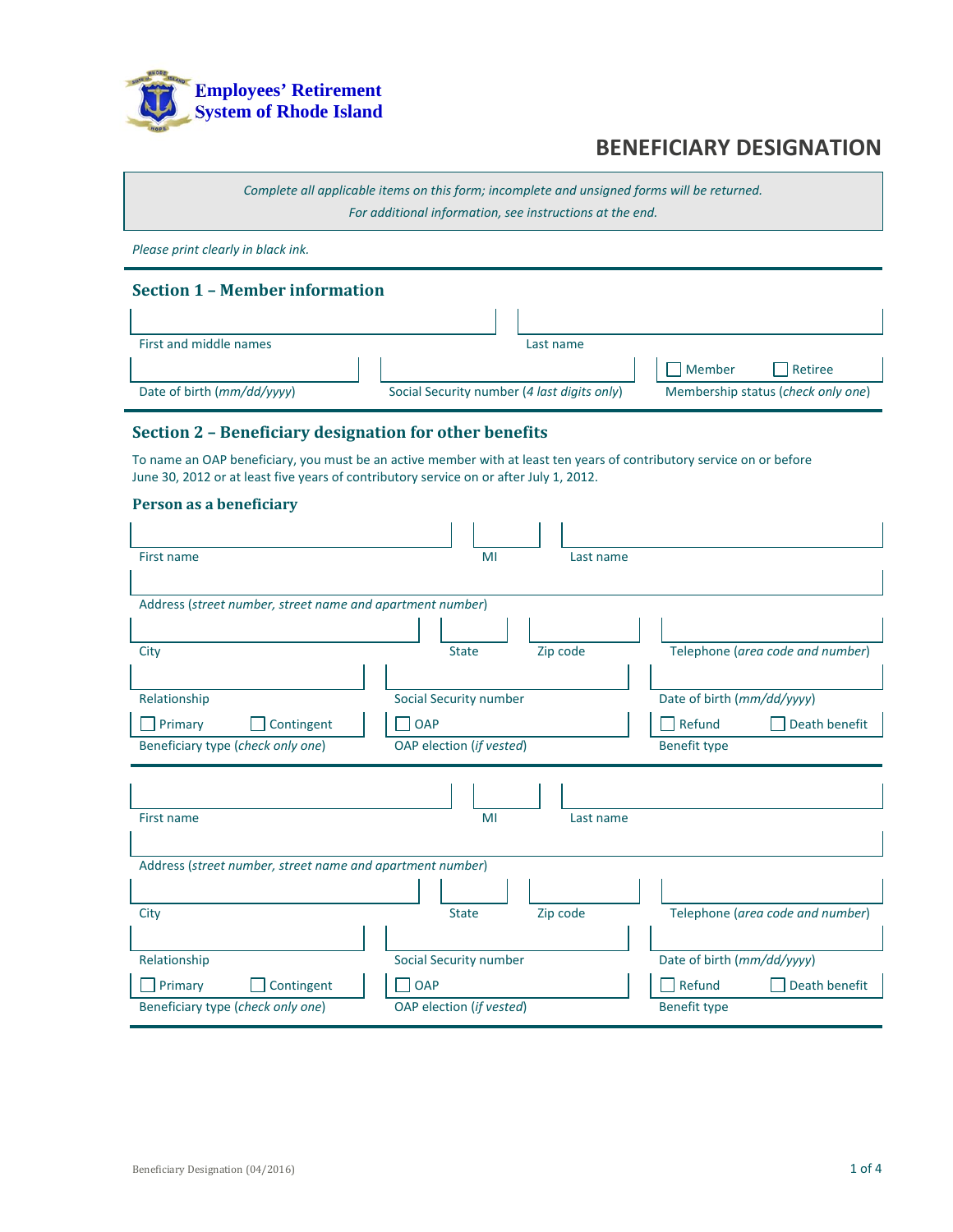**Employees' Retirement System of Rhode Island**

# BENEFICIARY DESIGNATION

*Complete all applicable items on this form; incomplete and unsigned forms will be returned.*
*For additional information, see instructions at the end.*

*Please print clearly in black ink.*

## Section 1 – Member information

| First and middle names | Last name | |
|---|---|---|
| | | |

| Date of birth (*mm/dd/yyyy*) | Social Security number (*4 last digits only*) | Membership status (*check only one*) |
|---|---|---|
| | | ☐ Member ☐ Retiree |

## Section 2 – Beneficiary designation for other benefits

To name an OAP beneficiary, you must be an active member with at least ten years of contributory service on or before June 30, 2012 or at least five years of contributory service on or after July 1, 2012.

### Person as a beneficiary

| First name | MI | Last name |
|---|---|---|
| | | |

Address (*street number, street name and apartment number*)

| City | State | Zip code | Telephone (*area code and number*) |
|---|---|---|---|
| | | | |

| Relationship | Social Security number | Date of birth (*mm/dd/yyyy*) |
|---|---|---|
| | | |

| Beneficiary type (*check only one*) | OAP election (*if vested*) | Benefit type |
|---|---|---|
| ☐ Primary ☐ Contingent | ☐ OAP | ☐ Refund ☐ Death benefit |

---

| First name | MI | Last name |
|---|---|---|
| | | |

Address (*street number, street name and apartment number*)

| City | State | Zip code | Telephone (*area code and number*) |
|---|---|---|---|
| | | | |

| Relationship | Social Security number | Date of birth (*mm/dd/yyyy*) |
|---|---|---|
| | | |

| Beneficiary type (*check only one*) | OAP election (*if vested*) | Benefit type |
|---|---|---|
| ☐ Primary ☐ Contingent | ☐ OAP | ☐ Refund ☐ Death benefit |

Beneficiary Designation (04/2016)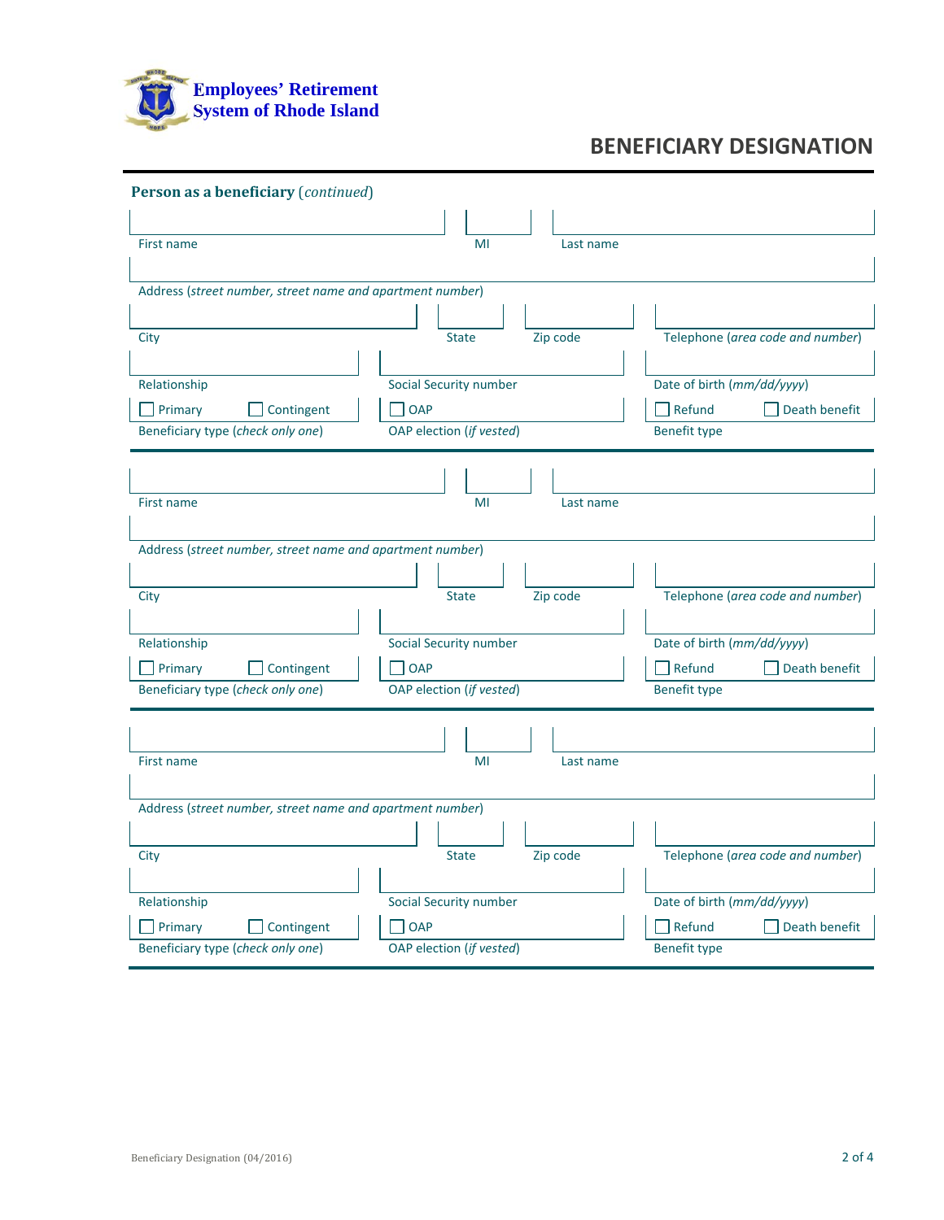Employees' Retirement System of Rhode Island

# BENEFICIARY DESIGNATION

**Person as a beneficiary** (*continued*)

First name | MI | Last name

Address (*street number, street name and apartment number*)

City | State | Zip code | Telephone (*area code and number*)

Relationship | Social Security number | Date of birth (*mm/dd/yyyy*)

☐ Primary ☐ Contingent — Beneficiary type (*check only one*)

☐ OAP — OAP election (*if vested*)

☐ Refund ☐ Death benefit — Benefit type

---

First name | MI | Last name

Address (*street number, street name and apartment number*)

City | State | Zip code | Telephone (*area code and number*)

Relationship | Social Security number | Date of birth (*mm/dd/yyyy*)

☐ Primary ☐ Contingent — Beneficiary type (*check only one*)

☐ OAP — OAP election (*if vested*)

☐ Refund ☐ Death benefit — Benefit type

---

First name | MI | Last name

Address (*street number, street name and apartment number*)

City | State | Zip code | Telephone (*area code and number*)

Relationship | Social Security number | Date of birth (*mm/dd/yyyy*)

☐ Primary ☐ Contingent — Beneficiary type (*check only one*)

☐ OAP — OAP election (*if vested*)

☐ Refund ☐ Death benefit — Benefit type

Beneficiary Designation (04/2016)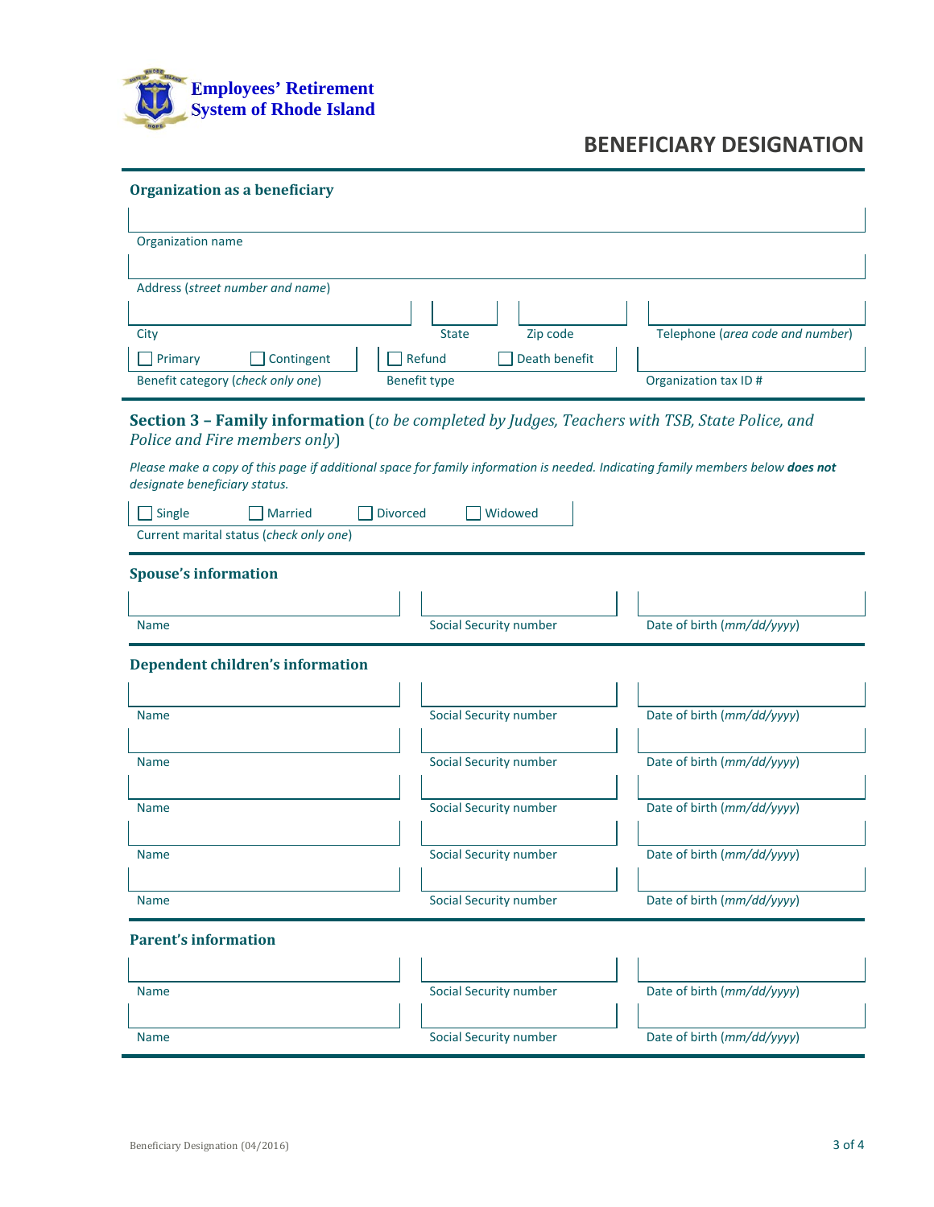**Employees' Retirement System of Rhode Island**

# BENEFICIARY DESIGNATION

### Organization as a beneficiary

Organization name

Address (*street number and name*)

City | State | Zip code | Telephone (*area code and number*)

☐ Primary ☐ Contingent
Benefit category (*check only one*)

☐ Refund ☐ Death benefit
Benefit type

Organization tax ID #

## Section 3 – Family information (*to be completed by Judges, Teachers with TSB, State Police, and Police and Fire members only*)

*Please make a copy of this page if additional space for family information is needed. Indicating family members below* ***does not*** *designate beneficiary status.*

☐ Single ☐ Married ☐ Divorced ☐ Widowed
Current marital status (*check only one*)

### Spouse's information

| Name | Social Security number | Date of birth (*mm/dd/yyyy*) |
|---|---|---|
| | | |

### Dependent children's information

| Name | Social Security number | Date of birth (*mm/dd/yyyy*) |
|---|---|---|
| | | |
| | | |
| | | |
| | | |
| | | |

### Parent's information

| Name | Social Security number | Date of birth (*mm/dd/yyyy*) |
|---|---|---|
| | | |
| | | |

Beneficiary Designation (04/2016)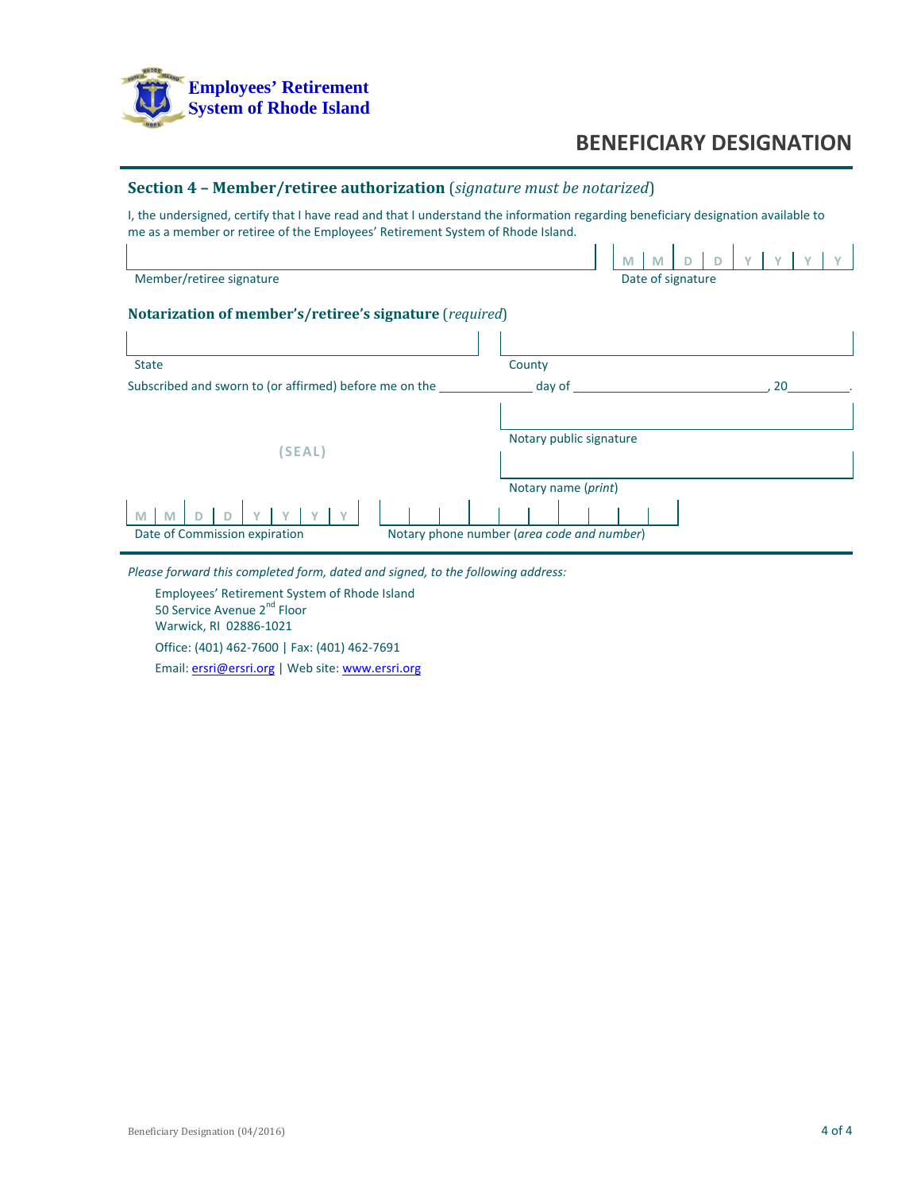**Employees' Retirement System of Rhode Island**

# BENEFICIARY DESIGNATION

## Section 4 – Member/retiree authorization (*signature must be notarized*)

I, the undersigned, certify that I have read and that I understand the information regarding beneficiary designation available to me as a member or retiree of the Employees' Retirement System of Rhode Island.

Member/retiree signature

Date of signature M M D D Y Y Y Y

### Notarization of member's/retiree's signature (*required*)

State

County

Subscribed and sworn to (or affirmed) before me on the ____________ day of ________________________, 20________.

(SEAL)

Notary public signature

Notary name (*print*)

Date of Commission expiration M M D D Y Y Y Y

Notary phone number (*area code and number*)

*Please forward this completed form, dated and signed, to the following address:*

Employees' Retirement System of Rhode Island
50 Service Avenue 2nd Floor
Warwick, RI 02886-1021

Office: (401) 462-7600 | Fax: (401) 462-7691

Email: ersri@ersri.org | Web site: www.ersri.org

Beneficiary Designation (04/2016)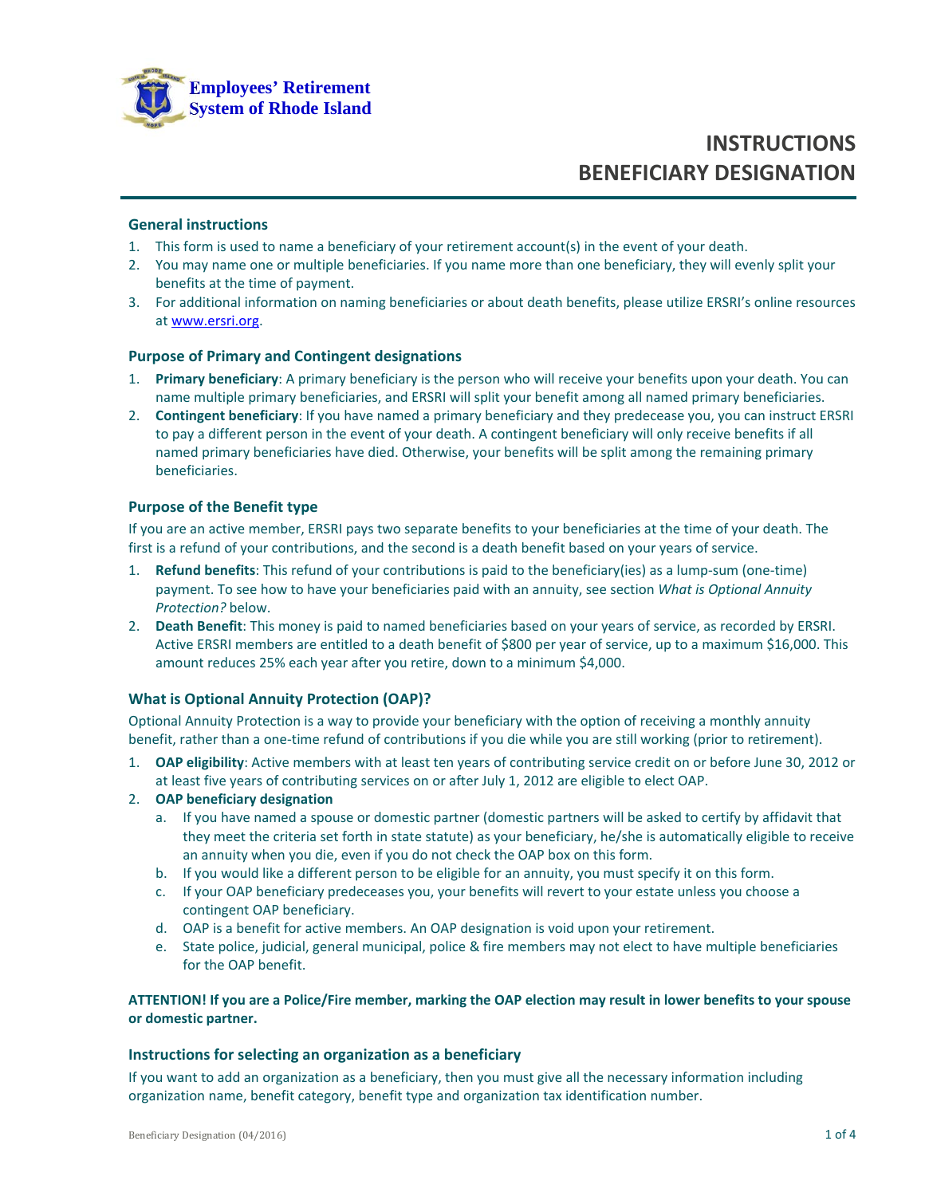Employees' Retirement System of Rhode Island

# INSTRUCTIONS BENEFICIARY DESIGNATION

## General instructions

1. This form is used to name a beneficiary of your retirement account(s) in the event of your death.
2. You may name one or multiple beneficiaries. If you name more than one beneficiary, they will evenly split your benefits at the time of payment.
3. For additional information on naming beneficiaries or about death benefits, please utilize ERSRI's online resources at www.ersri.org.

## Purpose of Primary and Contingent designations

1. **Primary beneficiary**: A primary beneficiary is the person who will receive your benefits upon your death. You can name multiple primary beneficiaries, and ERSRI will split your benefit among all named primary beneficiaries.
2. **Contingent beneficiary**: If you have named a primary beneficiary and they predecease you, you can instruct ERSRI to pay a different person in the event of your death. A contingent beneficiary will only receive benefits if all named primary beneficiaries have died. Otherwise, your benefits will be split among the remaining primary beneficiaries.

## Purpose of the Benefit type

If you are an active member, ERSRI pays two separate benefits to your beneficiaries at the time of your death. The first is a refund of your contributions, and the second is a death benefit based on your years of service.

1. **Refund benefits**: This refund of your contributions is paid to the beneficiary(ies) as a lump-sum (one-time) payment. To see how to have your beneficiaries paid with an annuity, see section *What is Optional Annuity Protection?* below.
2. **Death Benefit**: This money is paid to named beneficiaries based on your years of service, as recorded by ERSRI. Active ERSRI members are entitled to a death benefit of $800 per year of service, up to a maximum $16,000. This amount reduces 25% each year after you retire, down to a minimum $4,000.

## What is Optional Annuity Protection (OAP)?

Optional Annuity Protection is a way to provide your beneficiary with the option of receiving a monthly annuity benefit, rather than a one-time refund of contributions if you die while you are still working (prior to retirement).

1. **OAP eligibility**: Active members with at least ten years of contributing service credit on or before June 30, 2012 or at least five years of contributing services on or after July 1, 2012 are eligible to elect OAP.
2. **OAP beneficiary designation**
   a. If you have named a spouse or domestic partner (domestic partners will be asked to certify by affidavit that they meet the criteria set forth in state statute) as your beneficiary, he/she is automatically eligible to receive an annuity when you die, even if you do not check the OAP box on this form.
   b. If you would like a different person to be eligible for an annuity, you must specify it on this form.
   c. If your OAP beneficiary predeceases you, your benefits will revert to your estate unless you choose a contingent OAP beneficiary.
   d. OAP is a benefit for active members. An OAP designation is void upon your retirement.
   e. State police, judicial, general municipal, police & fire members may not elect to have multiple beneficiaries for the OAP benefit.

**ATTENTION! If you are a Police/Fire member, marking the OAP election may result in lower benefits to your spouse or domestic partner.**

## Instructions for selecting an organization as a beneficiary

If you want to add an organization as a beneficiary, then you must give all the necessary information including organization name, benefit category, benefit type and organization tax identification number.

Beneficiary Designation (04/2016)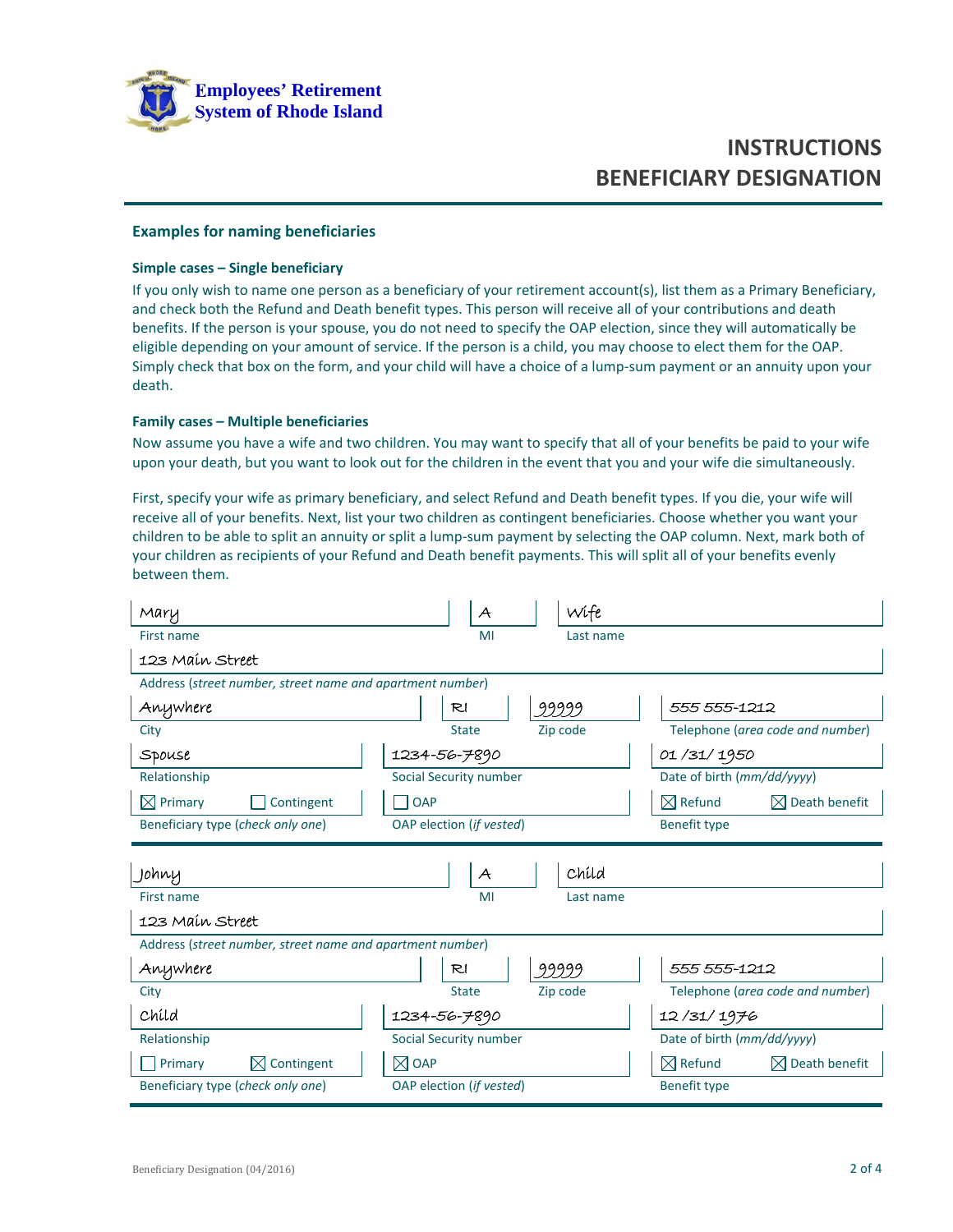**Employees' Retirement System of Rhode Island**

# INSTRUCTIONS
# BENEFICIARY DESIGNATION

## Examples for naming beneficiaries

### Simple cases – Single beneficiary

If you only wish to name one person as a beneficiary of your retirement account(s), list them as a Primary Beneficiary, and check both the Refund and Death benefit types. This person will receive all of your contributions and death benefits. If the person is your spouse, you do not need to specify the OAP election, since they will automatically be eligible depending on your amount of service. If the person is a child, you may choose to elect them for the OAP. Simply check that box on the form, and your child will have a choice of a lump-sum payment or an annuity upon your death.

### Family cases – Multiple beneficiaries

Now assume you have a wife and two children. You may want to specify that all of your benefits be paid to your wife upon your death, but you want to look out for the children in the event that you and your wife die simultaneously.

First, specify your wife as primary beneficiary, and select Refund and Death benefit types. If you die, your wife will receive all of your benefits. Next, list your two children as contingent beneficiaries. Choose whether you want your children to be able to split an annuity or split a lump-sum payment by selecting the OAP column. Next, mark both of your children as recipients of your Refund and Death benefit payments. This will split all of your benefits evenly between them.

| First name | MI | Last name | |
|---|---|---|---|
| Mary | A | Wife | |

| Address (*street number, street name and apartment number*) |
|---|
| 123 Main Street |

| City | State | Zip code | Telephone (*area code and number*) |
|---|---|---|---|
| Anywhere | RI | 99999 | 555 555-1212 |

| Relationship | Social Security number | Date of birth (*mm/dd/yyyy*) |
|---|---|---|
| Spouse | 1234-56-7890 | 01/31/1950 |

| Beneficiary type (*check only one*) | OAP election (*if vested*) | Benefit type |
|---|---|---|
| ☒ Primary ☐ Contingent | ☐ OAP | ☒ Refund ☒ Death benefit |

| First name | MI | Last name | |
|---|---|---|---|
| Johny | A | Child | |

| Address (*street number, street name and apartment number*) |
|---|
| 123 Main Street |

| City | State | Zip code | Telephone (*area code and number*) |
|---|---|---|---|
| Anywhere | RI | 99999 | 555 555-1212 |

| Relationship | Social Security number | Date of birth (*mm/dd/yyyy*) |
|---|---|---|
| Child | 1234-56-7890 | 12/31/1976 |

| Beneficiary type (*check only one*) | OAP election (*if vested*) | Benefit type |
|---|---|---|
| ☐ Primary ☒ Contingent | ☒ OAP | ☒ Refund ☒ Death benefit |

Beneficiary Designation (04/2016)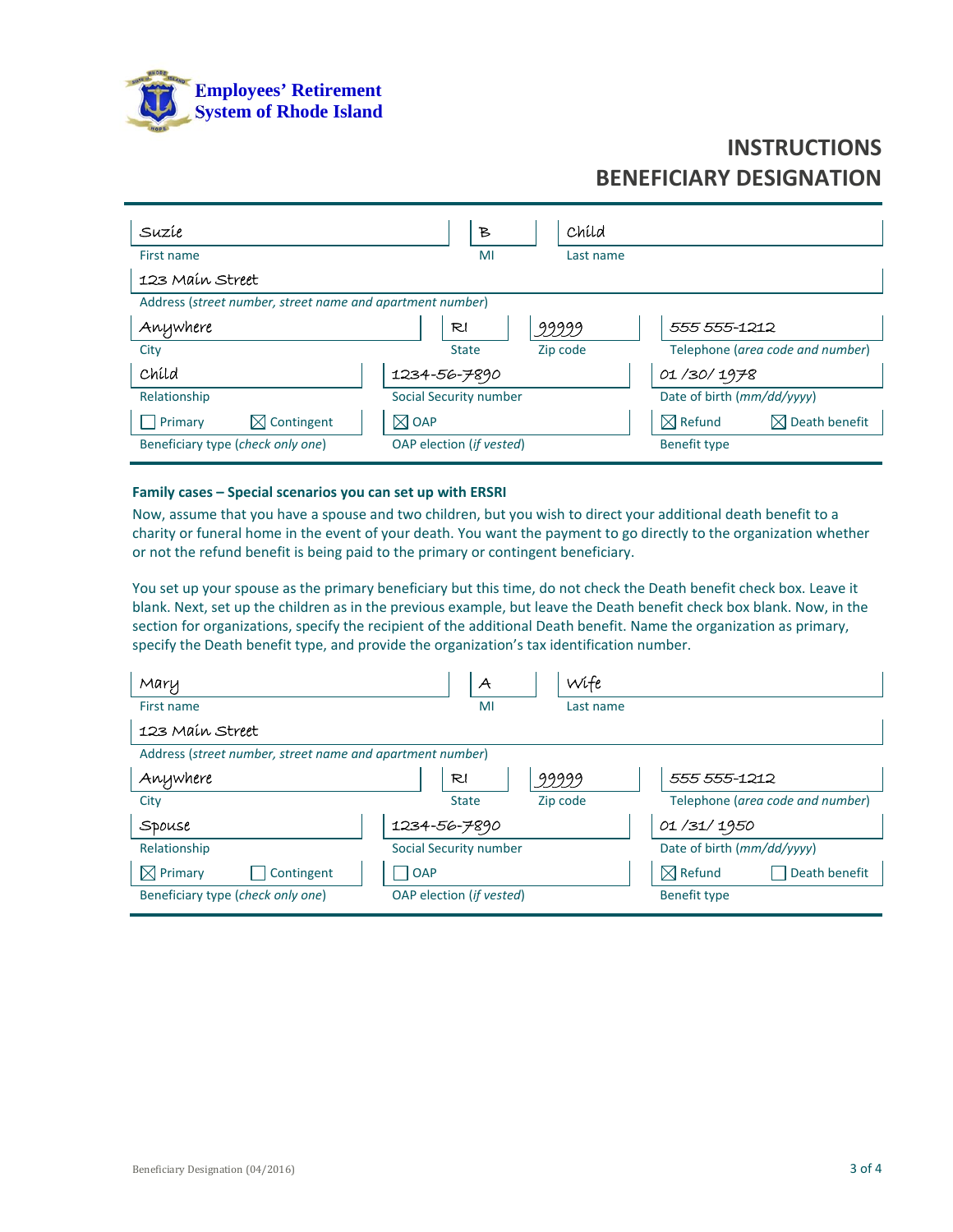**Employees' Retirement System of Rhode Island**

# INSTRUCTIONS
# BENEFICIARY DESIGNATION

| Field | Value |
|---|---|
| First name | Suzie |
| MI | B |
| Last name | Child |
| Address (*street number, street name and apartment number*) | 123 Main Street |
| City | Anywhere |
| State | RI |
| Zip code | 99999 |
| Telephone (*area code and number*) | 555 555-1212 |
| Relationship | Child |
| Social Security number | 1234-56-7890 |
| Date of birth (*mm/dd/yyyy*) | 01 /30/ 1978 |
| Beneficiary type (*check only one*) | ☐ Primary ☒ Contingent |
| OAP election (*if vested*) | ☒ OAP |
| Benefit type | ☒ Refund ☒ Death benefit |

**Family cases – Special scenarios you can set up with ERSRI**

Now, assume that you have a spouse and two children, but you wish to direct your additional death benefit to a charity or funeral home in the event of your death. You want the payment to go directly to the organization whether or not the refund benefit is being paid to the primary or contingent beneficiary.

You set up your spouse as the primary beneficiary but this time, do not check the Death benefit check box. Leave it blank. Next, set up the children as in the previous example, but leave the Death benefit check box blank. Now, in the section for organizations, specify the recipient of the additional Death benefit. Name the organization as primary, specify the Death benefit type, and provide the organization's tax identification number.

| Field | Value |
|---|---|
| First name | Mary |
| MI | A |
| Last name | Wife |
| Address (*street number, street name and apartment number*) | 123 Main Street |
| City | Anywhere |
| State | RI |
| Zip code | 99999 |
| Telephone (*area code and number*) | 555 555-1212 |
| Relationship | Spouse |
| Social Security number | 1234-56-7890 |
| Date of birth (*mm/dd/yyyy*) | 01 /31/ 1950 |
| Beneficiary type (*check only one*) | ☒ Primary ☐ Contingent |
| OAP election (*if vested*) | ☐ OAP |
| Benefit type | ☒ Refund ☐ Death benefit |

Beneficiary Designation (04/2016)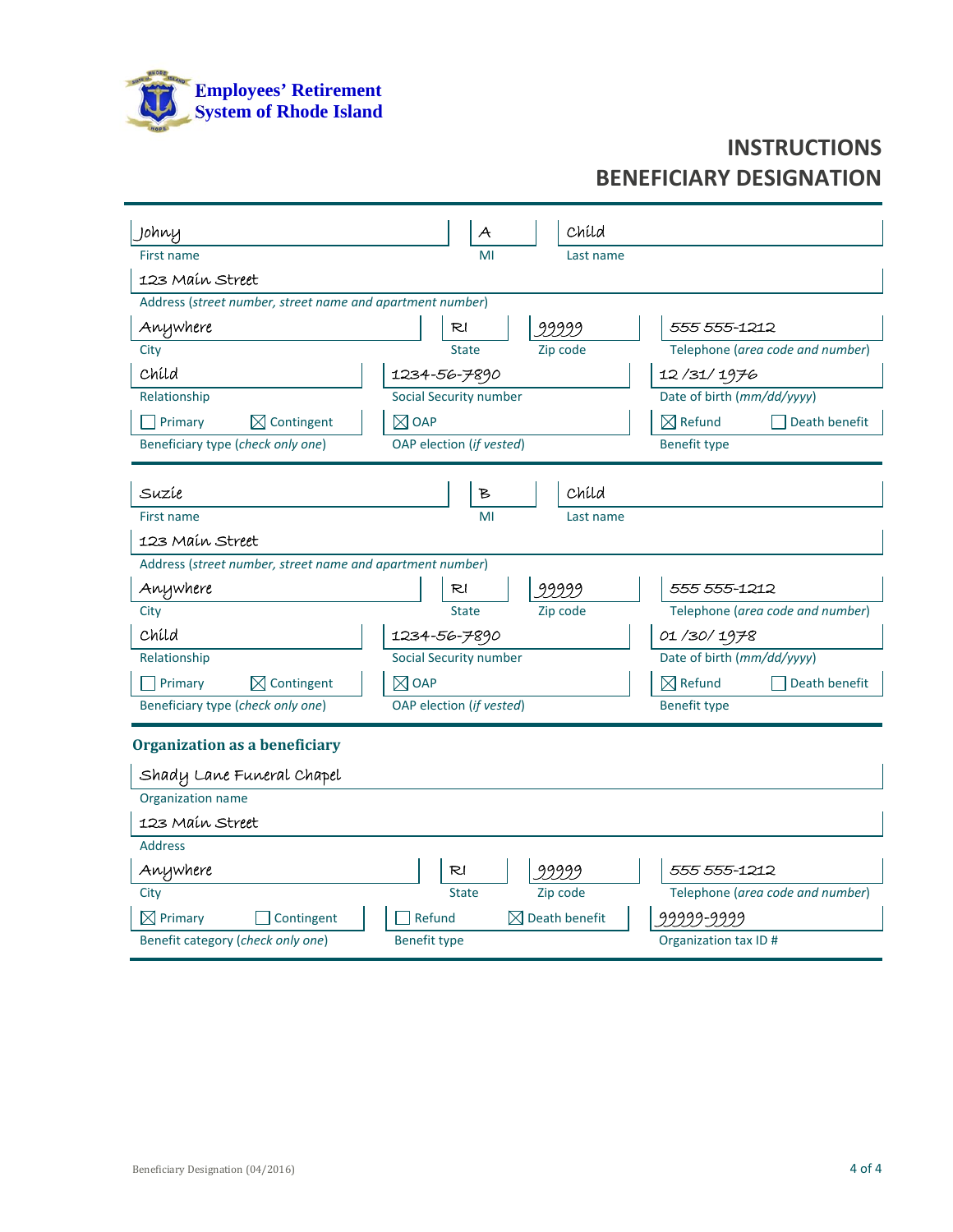Employees' Retirement System of Rhode Island

# INSTRUCTIONS
# BENEFICIARY DESIGNATION

| | | |
|---|---|---|
| Johny | A | Child |
| First name | MI | Last name |

| |
|---|
| 123 Main Street |
| Address (*street number, street name and apartment number*) |

| | | | |
|---|---|---|---|
| Anywhere | RI | 99999 | 555 555-1212 |
| City | State | Zip code | Telephone (*area code and number*) |

| | | |
|---|---|---|
| Child | 1234-56-7890 | 12 /31/ 1976 |
| Relationship | Social Security number | Date of birth (*mm/dd/yyyy*) |
| ☐ Primary ☒ Contingent | ☒ OAP | ☒ Refund ☐ Death benefit |
| Beneficiary type (*check only one*) | OAP election (*if vested*) | Benefit type |

| | | |
|---|---|---|
| Suzie | B | Child |
| First name | MI | Last name |

| |
|---|
| 123 Main Street |
| Address (*street number, street name and apartment number*) |

| | | | |
|---|---|---|---|
| Anywhere | RI | 99999 | 555 555-1212 |
| City | State | Zip code | Telephone (*area code and number*) |

| | | |
|---|---|---|
| Child | 1234-56-7890 | 01 /30/ 1978 |
| Relationship | Social Security number | Date of birth (*mm/dd/yyyy*) |
| ☐ Primary ☒ Contingent | ☒ OAP | ☒ Refund ☐ Death benefit |
| Beneficiary type (*check only one*) | OAP election (*if vested*) | Benefit type |

## Organization as a beneficiary

| |
|---|
| Shady Lane Funeral Chapel |
| Organization name |
| 123 Main Street |
| Address |

| | | | |
|---|---|---|---|
| Anywhere | RI | 99999 | 555 555-1212 |
| City | State | Zip code | Telephone (*area code and number*) |

| | | |
|---|---|---|
| ☒ Primary ☐ Contingent | ☐ Refund ☒ Death benefit | 99999-9999 |
| Benefit category (*check only one*) | Benefit type | Organization tax ID # |

Beneficiary Designation (04/2016)